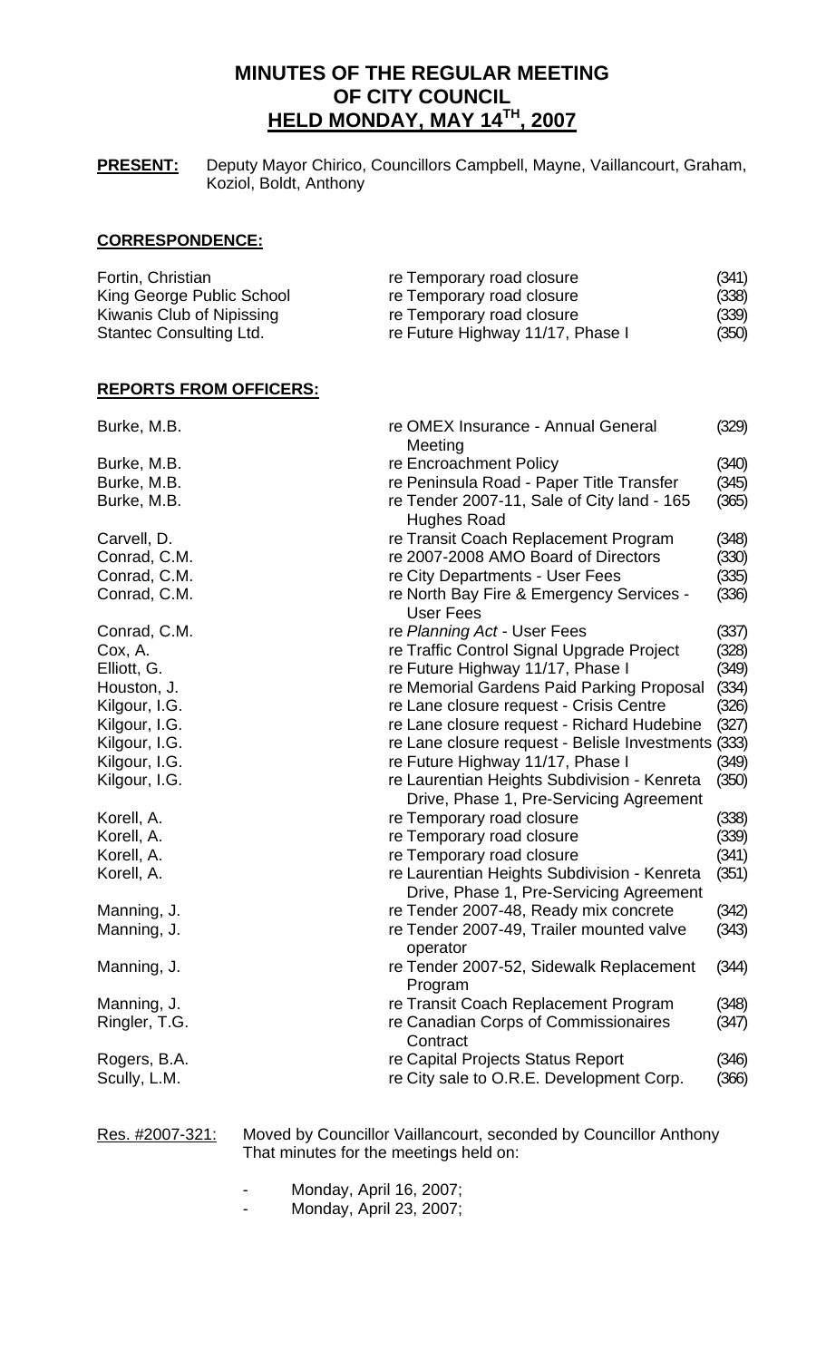# MINUTES OF THE REGULAR MEETING OF CITY COUNCIL HELD MONDAY, MAY 14TH, 2007

**PRESENT:** Deputy Mayor Chirico, Councillors Campbell, Mayne, Vaillancourt, Graham, Koziol, Boldt, Anthony

## CORRESPONDENCE:

| | | |
|---|---|---|
| Fortin, Christian | re Temporary road closure | (341) |
| King George Public School | re Temporary road closure | (338) |
| Kiwanis Club of Nipissing | re Temporary road closure | (339) |
| Stantec Consulting Ltd. | re Future Highway 11/17, Phase I | (350) |

## REPORTS FROM OFFICERS:

| | | |
|---|---|---|
| Burke, M.B. | re OMEX Insurance - Annual General Meeting | (329) |
| Burke, M.B. | re Encroachment Policy | (340) |
| Burke, M.B. | re Peninsula Road - Paper Title Transfer | (345) |
| Burke, M.B. | re Tender 2007-11, Sale of City land - 165 Hughes Road | (365) |
| Carvell, D. | re Transit Coach Replacement Program | (348) |
| Conrad, C.M. | re 2007-2008 AMO Board of Directors | (330) |
| Conrad, C.M. | re City Departments - User Fees | (335) |
| Conrad, C.M. | re North Bay Fire & Emergency Services - User Fees | (336) |
| Conrad, C.M. | re *Planning Act* - User Fees | (337) |
| Cox, A. | re Traffic Control Signal Upgrade Project | (328) |
| Elliott, G. | re Future Highway 11/17, Phase I | (349) |
| Houston, J. | re Memorial Gardens Paid Parking Proposal | (334) |
| Kilgour, I.G. | re Lane closure request - Crisis Centre | (326) |
| Kilgour, I.G. | re Lane closure request - Richard Hudebine | (327) |
| Kilgour, I.G. | re Lane closure request - Belisle Investments | (333) |
| Kilgour, I.G. | re Future Highway 11/17, Phase I | (349) |
| Kilgour, I.G. | re Laurentian Heights Subdivision - Kenreta Drive, Phase 1, Pre-Servicing Agreement | (350) |
| Korell, A. | re Temporary road closure | (338) |
| Korell, A. | re Temporary road closure | (339) |
| Korell, A. | re Temporary road closure | (341) |
| Korell, A. | re Laurentian Heights Subdivision - Kenreta Drive, Phase 1, Pre-Servicing Agreement | (351) |
| Manning, J. | re Tender 2007-48, Ready mix concrete | (342) |
| Manning, J. | re Tender 2007-49, Trailer mounted valve operator | (343) |
| Manning, J. | re Tender 2007-52, Sidewalk Replacement Program | (344) |
| Manning, J. | re Transit Coach Replacement Program | (348) |
| Ringler, T.G. | re Canadian Corps of Commissionaires Contract | (347) |
| Rogers, B.A. | re Capital Projects Status Report | (346) |
| Scully, L.M. | re City sale to O.R.E. Development Corp. | (366) |

Res. #2007-321: Moved by Councillor Vaillancourt, seconded by Councillor Anthony That minutes for the meetings held on:

- Monday, April 16, 2007;
- Monday, April 23, 2007;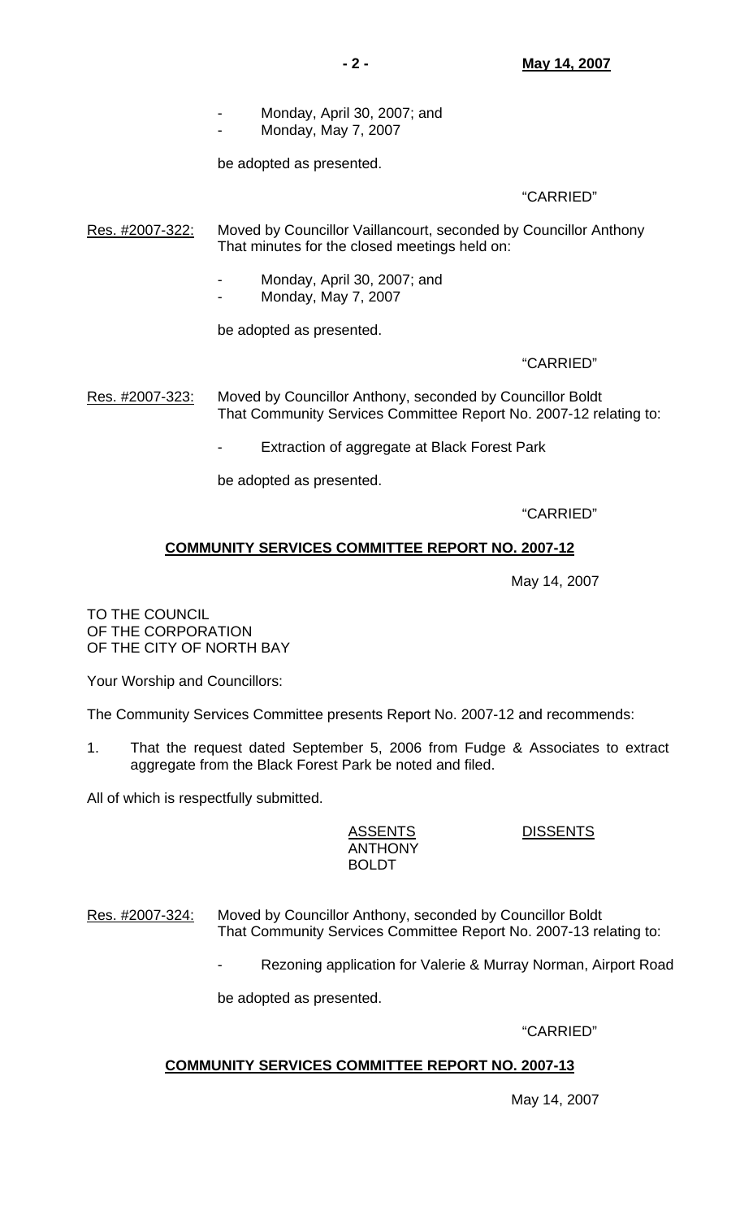- Monday, April 30, 2007; and
- Monday, May 7, 2007

be adopted as presented.

"CARRIED"

Res. #2007-322: Moved by Councillor Vaillancourt, seconded by Councillor Anthony That minutes for the closed meetings held on:

- Monday, April 30, 2007; and
- Monday, May 7, 2007

be adopted as presented.

"CARRIED"

Res. #2007-323: Moved by Councillor Anthony, seconded by Councillor Boldt That Community Services Committee Report No. 2007-12 relating to:

- Extraction of aggregate at Black Forest Park

be adopted as presented.

"CARRIED"

## COMMUNITY SERVICES COMMITTEE REPORT NO. 2007-12

May 14, 2007

TO THE COUNCIL
OF THE CORPORATION
OF THE CITY OF NORTH BAY

Your Worship and Councillors:

The Community Services Committee presents Report No. 2007-12 and recommends:

1. That the request dated September 5, 2006 from Fudge & Associates to extract aggregate from the Black Forest Park be noted and filed.

All of which is respectfully submitted.

| ASSENTS | DISSENTS |
|---|---|
| ANTHONY | |
| BOLDT | |

Res. #2007-324: Moved by Councillor Anthony, seconded by Councillor Boldt That Community Services Committee Report No. 2007-13 relating to:

- Rezoning application for Valerie & Murray Norman, Airport Road

be adopted as presented.

"CARRIED"

## COMMUNITY SERVICES COMMITTEE REPORT NO. 2007-13

May 14, 2007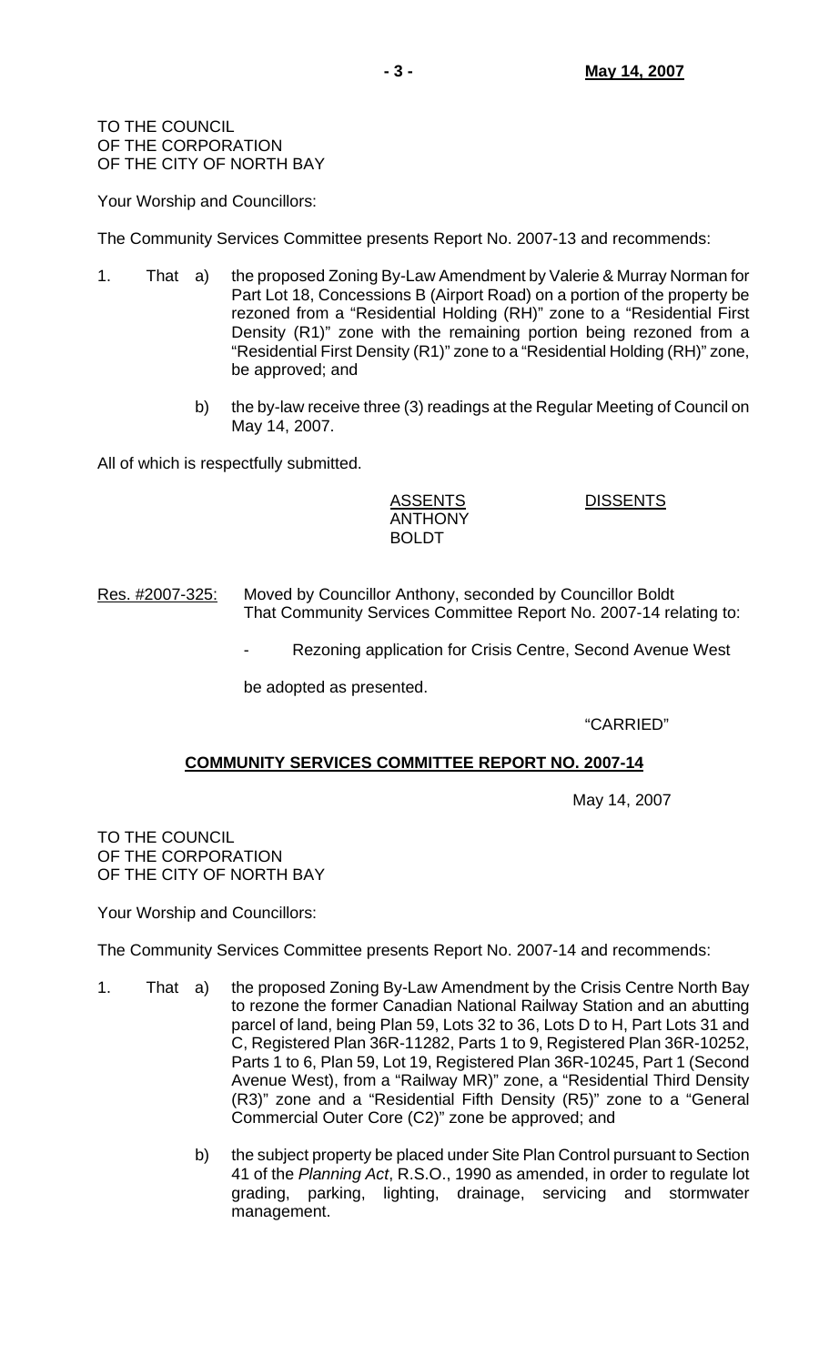TO THE COUNCIL
OF THE CORPORATION
OF THE CITY OF NORTH BAY

Your Worship and Councillors:

The Community Services Committee presents Report No. 2007-13 and recommends:

1. That a) the proposed Zoning By-Law Amendment by Valerie & Murray Norman for Part Lot 18, Concessions B (Airport Road) on a portion of the property be rezoned from a "Residential Holding (RH)" zone to a "Residential First Density (R1)" zone with the remaining portion being rezoned from a "Residential First Density (R1)" zone to a "Residential Holding (RH)" zone, be approved; and

   b) the by-law receive three (3) readings at the Regular Meeting of Council on May 14, 2007.

All of which is respectfully submitted.

| ASSENTS | DISSENTS |
| --- | --- |
| ANTHONY | |
| BOLDT | |

Res. #2007-325: Moved by Councillor Anthony, seconded by Councillor Boldt
That Community Services Committee Report No. 2007-14 relating to:

- Rezoning application for Crisis Centre, Second Avenue West

be adopted as presented.

"CARRIED"

## COMMUNITY SERVICES COMMITTEE REPORT NO. 2007-14

May 14, 2007

TO THE COUNCIL
OF THE CORPORATION
OF THE CITY OF NORTH BAY

Your Worship and Councillors:

The Community Services Committee presents Report No. 2007-14 and recommends:

1. That a) the proposed Zoning By-Law Amendment by the Crisis Centre North Bay to rezone the former Canadian National Railway Station and an abutting parcel of land, being Plan 59, Lots 32 to 36, Lots D to H, Part Lots 31 and C, Registered Plan 36R-11282, Parts 1 to 9, Registered Plan 36R-10252, Parts 1 to 6, Plan 59, Lot 19, Registered Plan 36R-10245, Part 1 (Second Avenue West), from a "Railway MR)" zone, a "Residential Third Density (R3)" zone and a "Residential Fifth Density (R5)" zone to a "General Commercial Outer Core (C2)" zone be approved; and

   b) the subject property be placed under Site Plan Control pursuant to Section 41 of the *Planning Act*, R.S.O., 1990 as amended, in order to regulate lot grading, parking, lighting, drainage, servicing and stormwater management.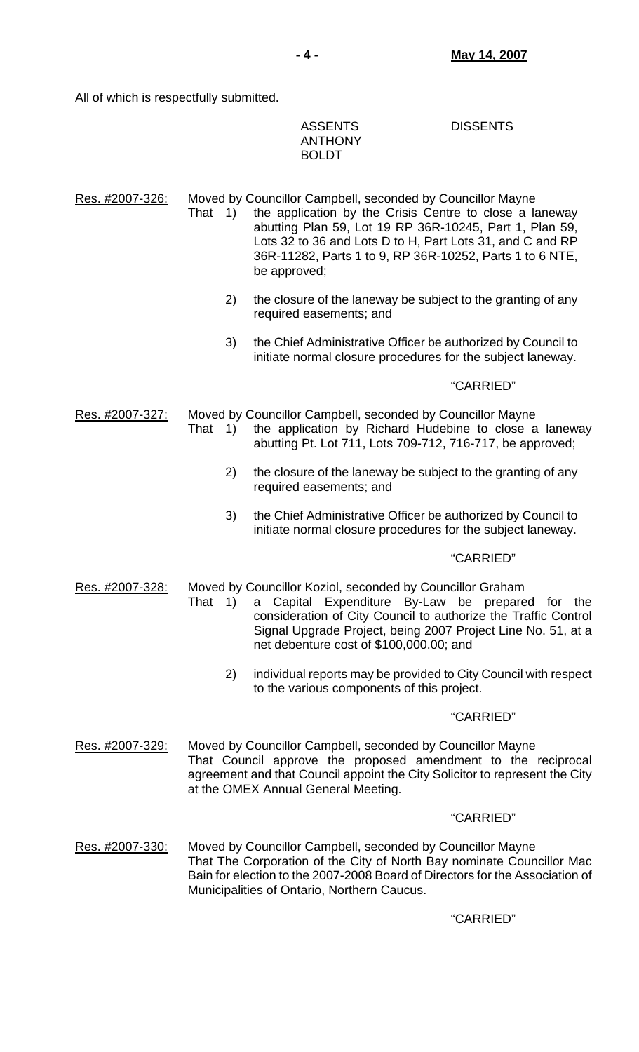All of which is respectfully submitted.

| ASSENTS | DISSENTS |
|---|---|
| ANTHONY | |
| BOLDT | |

Res. #2007-326: Moved by Councillor Campbell, seconded by Councillor Mayne

That 1) the application by the Crisis Centre to close a laneway abutting Plan 59, Lot 19 RP 36R-10245, Part 1, Plan 59, Lots 32 to 36 and Lots D to H, Part Lots 31, and C and RP 36R-11282, Parts 1 to 9, RP 36R-10252, Parts 1 to 6 NTE, be approved;

2) the closure of the laneway be subject to the granting of any required easements; and

3) the Chief Administrative Officer be authorized by Council to initiate normal closure procedures for the subject laneway.

"CARRIED"

Res. #2007-327: Moved by Councillor Campbell, seconded by Councillor Mayne

That 1) the application by Richard Hudebine to close a laneway abutting Pt. Lot 711, Lots 709-712, 716-717, be approved;

2) the closure of the laneway be subject to the granting of any required easements; and

3) the Chief Administrative Officer be authorized by Council to initiate normal closure procedures for the subject laneway.

"CARRIED"

Res. #2007-328: Moved by Councillor Koziol, seconded by Councillor Graham

That 1) a Capital Expenditure By-Law be prepared for the consideration of City Council to authorize the Traffic Control Signal Upgrade Project, being 2007 Project Line No. 51, at a net debenture cost of $100,000.00; and

2) individual reports may be provided to City Council with respect to the various components of this project.

"CARRIED"

Res. #2007-329: Moved by Councillor Campbell, seconded by Councillor Mayne

That Council approve the proposed amendment to the reciprocal agreement and that Council appoint the City Solicitor to represent the City at the OMEX Annual General Meeting.

"CARRIED"

Res. #2007-330: Moved by Councillor Campbell, seconded by Councillor Mayne

That The Corporation of the City of North Bay nominate Councillor Mac Bain for election to the 2007-2008 Board of Directors for the Association of Municipalities of Ontario, Northern Caucus.

"CARRIED"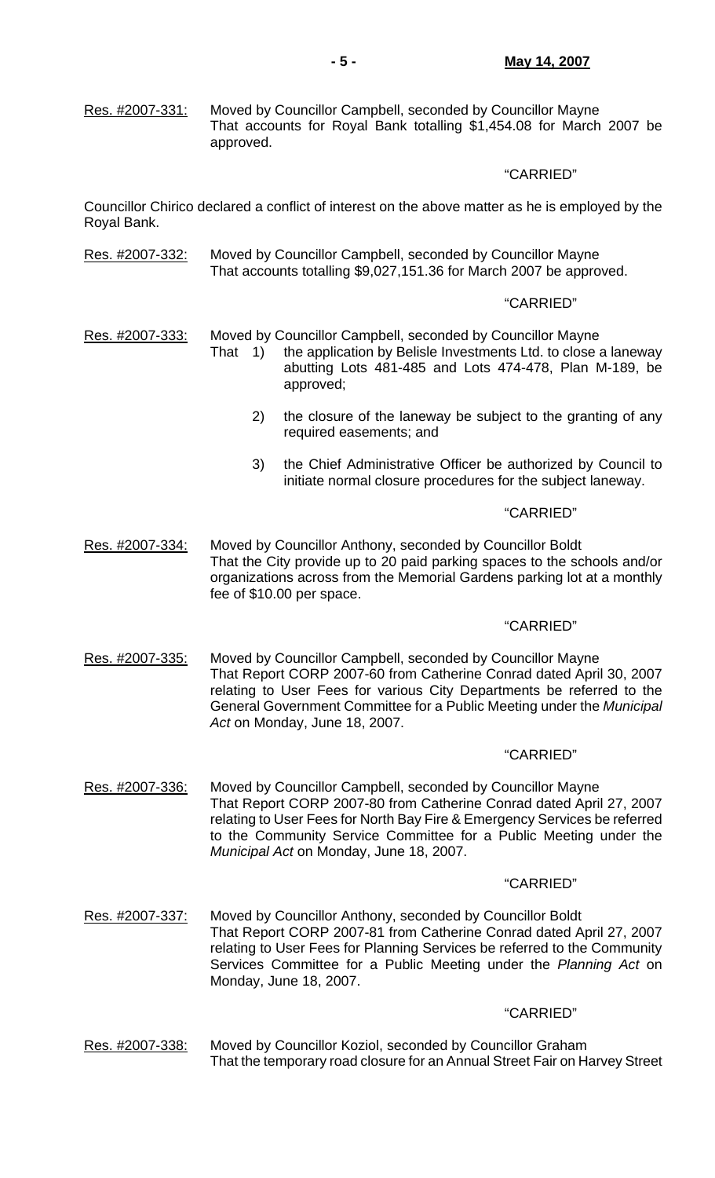Res. #2007-331: Moved by Councillor Campbell, seconded by Councillor Mayne
That accounts for Royal Bank totalling $1,454.08 for March 2007 be approved.

"CARRIED"

Councillor Chirico declared a conflict of interest on the above matter as he is employed by the Royal Bank.

Res. #2007-332: Moved by Councillor Campbell, seconded by Councillor Mayne
That accounts totalling $9,027,151.36 for March 2007 be approved.

"CARRIED"

Res. #2007-333: Moved by Councillor Campbell, seconded by Councillor Mayne
That 1) the application by Belisle Investments Ltd. to close a laneway abutting Lots 481-485 and Lots 474-478, Plan M-189, be approved;

2) the closure of the laneway be subject to the granting of any required easements; and

3) the Chief Administrative Officer be authorized by Council to initiate normal closure procedures for the subject laneway.

"CARRIED"

Res. #2007-334: Moved by Councillor Anthony, seconded by Councillor Boldt
That the City provide up to 20 paid parking spaces to the schools and/or organizations across from the Memorial Gardens parking lot at a monthly fee of $10.00 per space.

"CARRIED"

Res. #2007-335: Moved by Councillor Campbell, seconded by Councillor Mayne
That Report CORP 2007-60 from Catherine Conrad dated April 30, 2007 relating to User Fees for various City Departments be referred to the General Government Committee for a Public Meeting under the *Municipal Act* on Monday, June 18, 2007.

"CARRIED"

Res. #2007-336: Moved by Councillor Campbell, seconded by Councillor Mayne
That Report CORP 2007-80 from Catherine Conrad dated April 27, 2007 relating to User Fees for North Bay Fire & Emergency Services be referred to the Community Service Committee for a Public Meeting under the *Municipal Act* on Monday, June 18, 2007.

"CARRIED"

Res. #2007-337: Moved by Councillor Anthony, seconded by Councillor Boldt
That Report CORP 2007-81 from Catherine Conrad dated April 27, 2007 relating to User Fees for Planning Services be referred to the Community Services Committee for a Public Meeting under the *Planning Act* on Monday, June 18, 2007.

"CARRIED"

Res. #2007-338: Moved by Councillor Koziol, seconded by Councillor Graham
That the temporary road closure for an Annual Street Fair on Harvey Street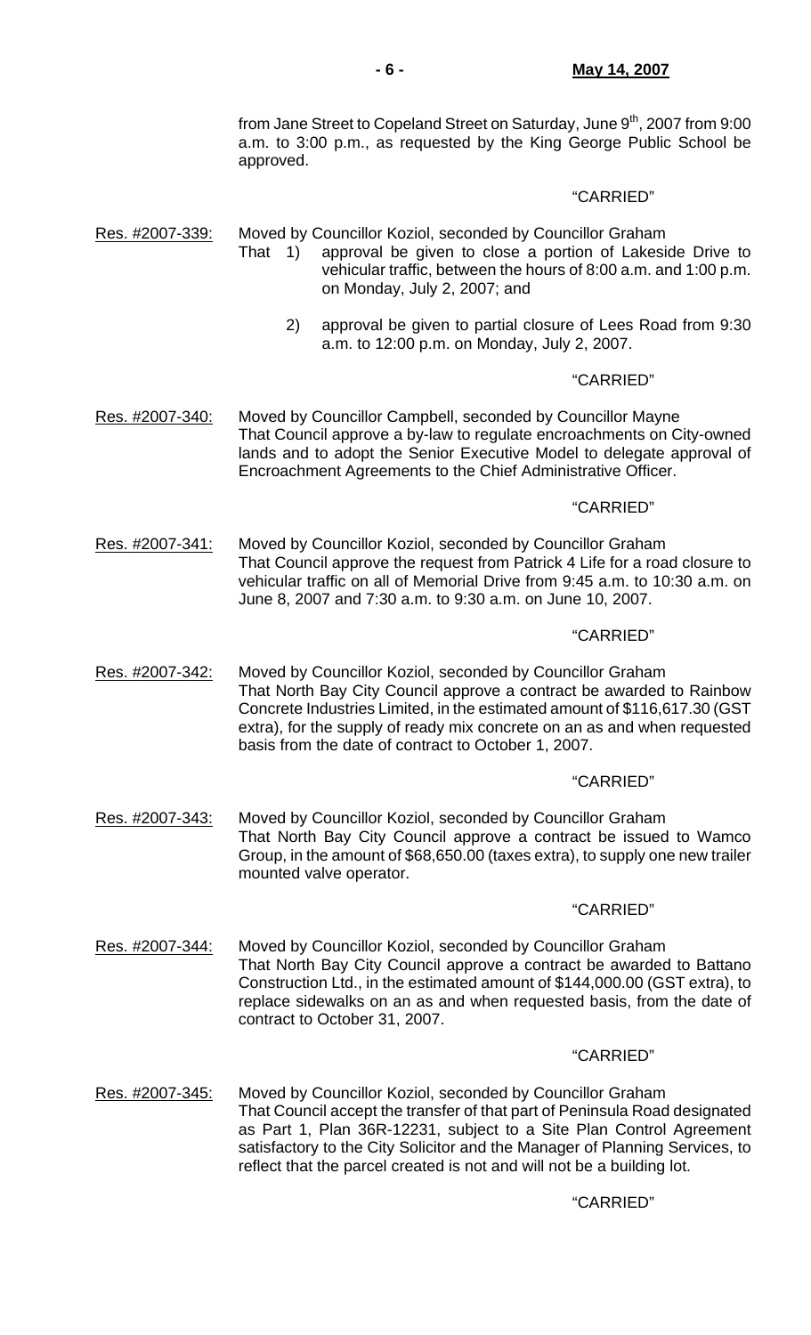from Jane Street to Copeland Street on Saturday, June 9th, 2007 from 9:00 a.m. to 3:00 p.m., as requested by the King George Public School be approved.

"CARRIED"

Res. #2007-339: Moved by Councillor Koziol, seconded by Councillor Graham
That 1) approval be given to close a portion of Lakeside Drive to vehicular traffic, between the hours of 8:00 a.m. and 1:00 p.m. on Monday, July 2, 2007; and

2) approval be given to partial closure of Lees Road from 9:30 a.m. to 12:00 p.m. on Monday, July 2, 2007.

"CARRIED"

Res. #2007-340: Moved by Councillor Campbell, seconded by Councillor Mayne
That Council approve a by-law to regulate encroachments on City-owned lands and to adopt the Senior Executive Model to delegate approval of Encroachment Agreements to the Chief Administrative Officer.

"CARRIED"

Res. #2007-341: Moved by Councillor Koziol, seconded by Councillor Graham
That Council approve the request from Patrick 4 Life for a road closure to vehicular traffic on all of Memorial Drive from 9:45 a.m. to 10:30 a.m. on June 8, 2007 and 7:30 a.m. to 9:30 a.m. on June 10, 2007.

"CARRIED"

Res. #2007-342: Moved by Councillor Koziol, seconded by Councillor Graham
That North Bay City Council approve a contract be awarded to Rainbow Concrete Industries Limited, in the estimated amount of $116,617.30 (GST extra), for the supply of ready mix concrete on an as and when requested basis from the date of contract to October 1, 2007.

"CARRIED"

Res. #2007-343: Moved by Councillor Koziol, seconded by Councillor Graham
That North Bay City Council approve a contract be issued to Wamco Group, in the amount of $68,650.00 (taxes extra), to supply one new trailer mounted valve operator.

"CARRIED"

Res. #2007-344: Moved by Councillor Koziol, seconded by Councillor Graham
That North Bay City Council approve a contract be awarded to Battano Construction Ltd., in the estimated amount of $144,000.00 (GST extra), to replace sidewalks on an as and when requested basis, from the date of contract to October 31, 2007.

"CARRIED"

Res. #2007-345: Moved by Councillor Koziol, seconded by Councillor Graham
That Council accept the transfer of that part of Peninsula Road designated as Part 1, Plan 36R-12231, subject to a Site Plan Control Agreement satisfactory to the City Solicitor and the Manager of Planning Services, to reflect that the parcel created is not and will not be a building lot.

"CARRIED"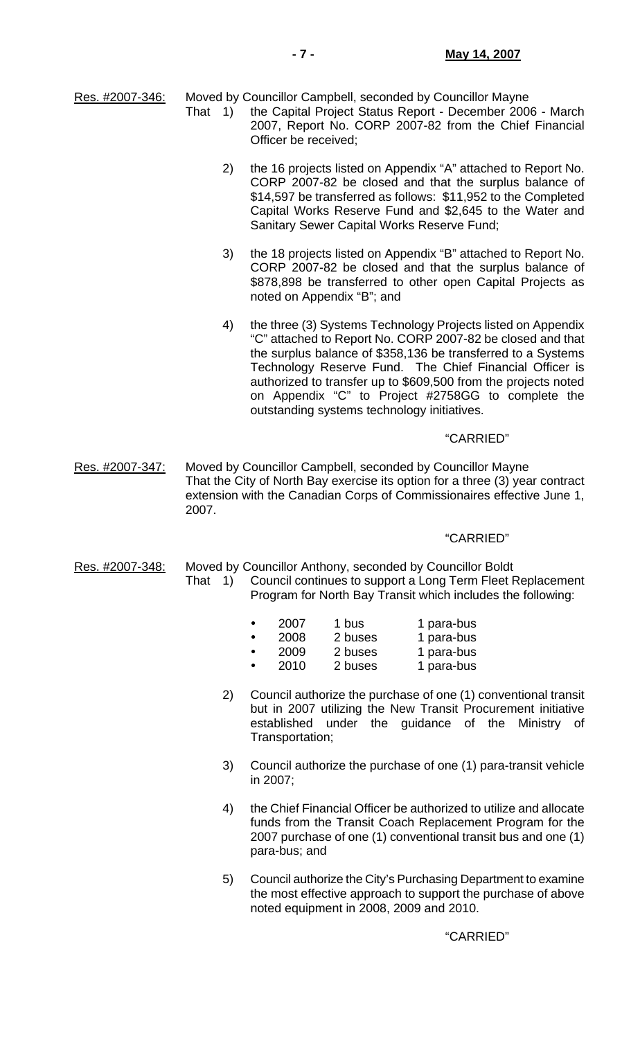Res. #2007-346: Moved by Councillor Campbell, seconded by Councillor Mayne

That 1) the Capital Project Status Report - December 2006 - March 2007, Report No. CORP 2007-82 from the Chief Financial Officer be received;

2) the 16 projects listed on Appendix "A" attached to Report No. CORP 2007-82 be closed and that the surplus balance of $14,597 be transferred as follows: $11,952 to the Completed Capital Works Reserve Fund and $2,645 to the Water and Sanitary Sewer Capital Works Reserve Fund;

3) the 18 projects listed on Appendix "B" attached to Report No. CORP 2007-82 be closed and that the surplus balance of $878,898 be transferred to other open Capital Projects as noted on Appendix "B"; and

4) the three (3) Systems Technology Projects listed on Appendix "C" attached to Report No. CORP 2007-82 be closed and that the surplus balance of $358,136 be transferred to a Systems Technology Reserve Fund. The Chief Financial Officer is authorized to transfer up to $609,500 from the projects noted on Appendix "C" to Project #2758GG to complete the outstanding systems technology initiatives.

"CARRIED"

Res. #2007-347: Moved by Councillor Campbell, seconded by Councillor Mayne

That the City of North Bay exercise its option for a three (3) year contract extension with the Canadian Corps of Commissionaires effective June 1, 2007.

"CARRIED"

Res. #2007-348: Moved by Councillor Anthony, seconded by Councillor Boldt

That 1) Council continues to support a Long Term Fleet Replacement Program for North Bay Transit which includes the following:

- 2007 1 bus 1 para-bus
- 2008 2 buses 1 para-bus
- 2009 2 buses 1 para-bus
- 2010 2 buses 1 para-bus

2) Council authorize the purchase of one (1) conventional transit but in 2007 utilizing the New Transit Procurement initiative established under the guidance of the Ministry of Transportation;

3) Council authorize the purchase of one (1) para-transit vehicle in 2007;

4) the Chief Financial Officer be authorized to utilize and allocate funds from the Transit Coach Replacement Program for the 2007 purchase of one (1) conventional transit bus and one (1) para-bus; and

5) Council authorize the City's Purchasing Department to examine the most effective approach to support the purchase of above noted equipment in 2008, 2009 and 2010.

"CARRIED"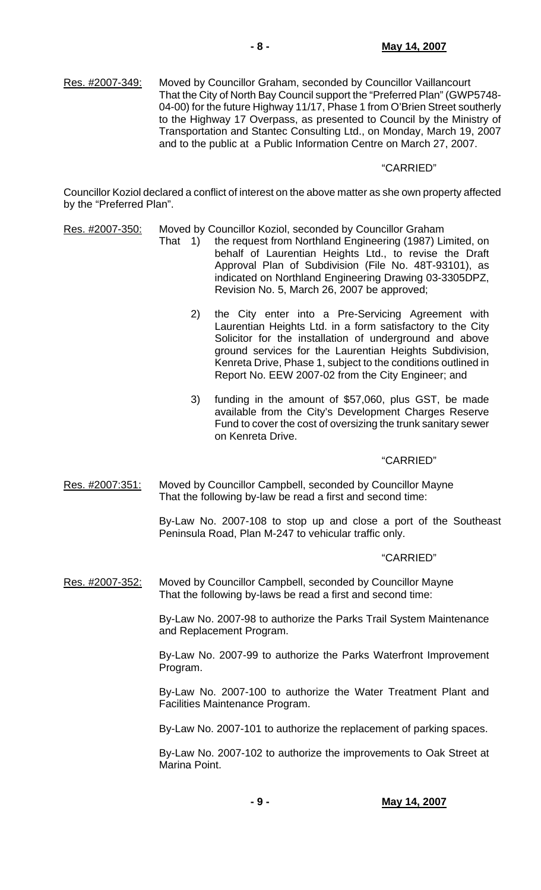Res. #2007-349: Moved by Councillor Graham, seconded by Councillor Vaillancourt
That the City of North Bay Council support the "Preferred Plan" (GWP5748-04-00) for the future Highway 11/17, Phase 1 from O'Brien Street southerly to the Highway 17 Overpass, as presented to Council by the Ministry of Transportation and Stantec Consulting Ltd., on Monday, March 19, 2007 and to the public at a Public Information Centre on March 27, 2007.

"CARRIED"

Councillor Koziol declared a conflict of interest on the above matter as she own property affected by the "Preferred Plan".

Res. #2007-350: Moved by Councillor Koziol, seconded by Councillor Graham
That 1) the request from Northland Engineering (1987) Limited, on behalf of Laurentian Heights Ltd., to revise the Draft Approval Plan of Subdivision (File No. 48T-93101), as indicated on Northland Engineering Drawing 03-3305DPZ, Revision No. 5, March 26, 2007 be approved;

2) the City enter into a Pre-Servicing Agreement with Laurentian Heights Ltd. in a form satisfactory to the City Solicitor for the installation of underground and above ground services for the Laurentian Heights Subdivision, Kenreta Drive, Phase 1, subject to the conditions outlined in Report No. EEW 2007-02 from the City Engineer; and

3) funding in the amount of $57,060, plus GST, be made available from the City's Development Charges Reserve Fund to cover the cost of oversizing the trunk sanitary sewer on Kenreta Drive.

"CARRIED"

Res. #2007:351: Moved by Councillor Campbell, seconded by Councillor Mayne
That the following by-law be read a first and second time:

By-Law No. 2007-108 to stop up and close a port of the Southeast Peninsula Road, Plan M-247 to vehicular traffic only.

"CARRIED"

Res. #2007-352: Moved by Councillor Campbell, seconded by Councillor Mayne
That the following by-laws be read a first and second time:

By-Law No. 2007-98 to authorize the Parks Trail System Maintenance and Replacement Program.

By-Law No. 2007-99 to authorize the Parks Waterfront Improvement Program.

By-Law No. 2007-100 to authorize the Water Treatment Plant and Facilities Maintenance Program.

By-Law No. 2007-101 to authorize the replacement of parking spaces.

By-Law No. 2007-102 to authorize the improvements to Oak Street at Marina Point.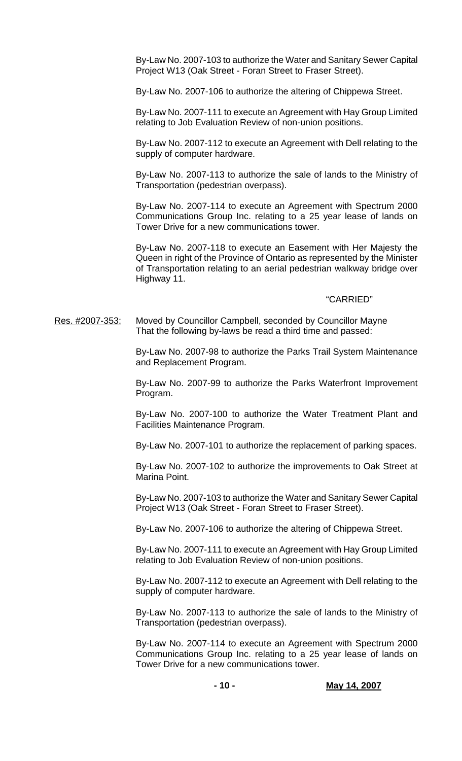By-Law No. 2007-103 to authorize the Water and Sanitary Sewer Capital Project W13 (Oak Street - Foran Street to Fraser Street).

By-Law No. 2007-106 to authorize the altering of Chippewa Street.

By-Law No. 2007-111 to execute an Agreement with Hay Group Limited relating to Job Evaluation Review of non-union positions.

By-Law No. 2007-112 to execute an Agreement with Dell relating to the supply of computer hardware.

By-Law No. 2007-113 to authorize the sale of lands to the Ministry of Transportation (pedestrian overpass).

By-Law No. 2007-114 to execute an Agreement with Spectrum 2000 Communications Group Inc. relating to a 25 year lease of lands on Tower Drive for a new communications tower.

By-Law No. 2007-118 to execute an Easement with Her Majesty the Queen in right of the Province of Ontario as represented by the Minister of Transportation relating to an aerial pedestrian walkway bridge over Highway 11.

"CARRIED"

Res. #2007-353: Moved by Councillor Campbell, seconded by Councillor Mayne That the following by-laws be read a third time and passed:

By-Law No. 2007-98 to authorize the Parks Trail System Maintenance and Replacement Program.

By-Law No. 2007-99 to authorize the Parks Waterfront Improvement Program.

By-Law No. 2007-100 to authorize the Water Treatment Plant and Facilities Maintenance Program.

By-Law No. 2007-101 to authorize the replacement of parking spaces.

By-Law No. 2007-102 to authorize the improvements to Oak Street at Marina Point.

By-Law No. 2007-103 to authorize the Water and Sanitary Sewer Capital Project W13 (Oak Street - Foran Street to Fraser Street).

By-Law No. 2007-106 to authorize the altering of Chippewa Street.

By-Law No. 2007-111 to execute an Agreement with Hay Group Limited relating to Job Evaluation Review of non-union positions.

By-Law No. 2007-112 to execute an Agreement with Dell relating to the supply of computer hardware.

By-Law No. 2007-113 to authorize the sale of lands to the Ministry of Transportation (pedestrian overpass).

By-Law No. 2007-114 to execute an Agreement with Spectrum 2000 Communications Group Inc. relating to a 25 year lease of lands on Tower Drive for a new communications tower.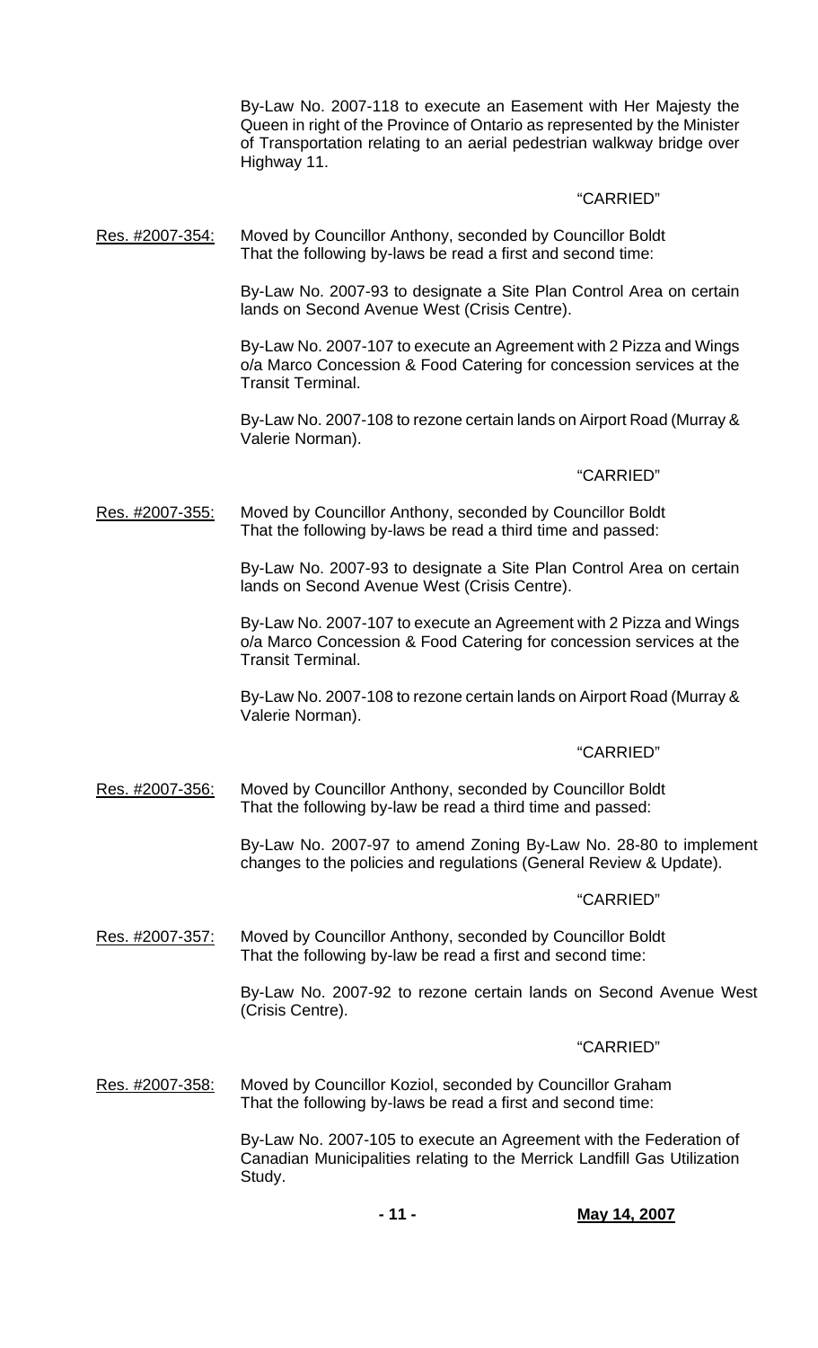By-Law No. 2007-118 to execute an Easement with Her Majesty the Queen in right of the Province of Ontario as represented by the Minister of Transportation relating to an aerial pedestrian walkway bridge over Highway 11.

"CARRIED"

Res. #2007-354: Moved by Councillor Anthony, seconded by Councillor Boldt That the following by-laws be read a first and second time:

By-Law No. 2007-93 to designate a Site Plan Control Area on certain lands on Second Avenue West (Crisis Centre).

By-Law No. 2007-107 to execute an Agreement with 2 Pizza and Wings o/a Marco Concession & Food Catering for concession services at the Transit Terminal.

By-Law No. 2007-108 to rezone certain lands on Airport Road (Murray & Valerie Norman).

"CARRIED"

Res. #2007-355: Moved by Councillor Anthony, seconded by Councillor Boldt That the following by-laws be read a third time and passed:

By-Law No. 2007-93 to designate a Site Plan Control Area on certain lands on Second Avenue West (Crisis Centre).

By-Law No. 2007-107 to execute an Agreement with 2 Pizza and Wings o/a Marco Concession & Food Catering for concession services at the Transit Terminal.

By-Law No. 2007-108 to rezone certain lands on Airport Road (Murray & Valerie Norman).

"CARRIED"

Res. #2007-356: Moved by Councillor Anthony, seconded by Councillor Boldt That the following by-law be read a third time and passed:

By-Law No. 2007-97 to amend Zoning By-Law No. 28-80 to implement changes to the policies and regulations (General Review & Update).

"CARRIED"

Res. #2007-357: Moved by Councillor Anthony, seconded by Councillor Boldt That the following by-law be read a first and second time:

By-Law No. 2007-92 to rezone certain lands on Second Avenue West (Crisis Centre).

"CARRIED"

Res. #2007-358: Moved by Councillor Koziol, seconded by Councillor Graham That the following by-laws be read a first and second time:

By-Law No. 2007-105 to execute an Agreement with the Federation of Canadian Municipalities relating to the Merrick Landfill Gas Utilization Study.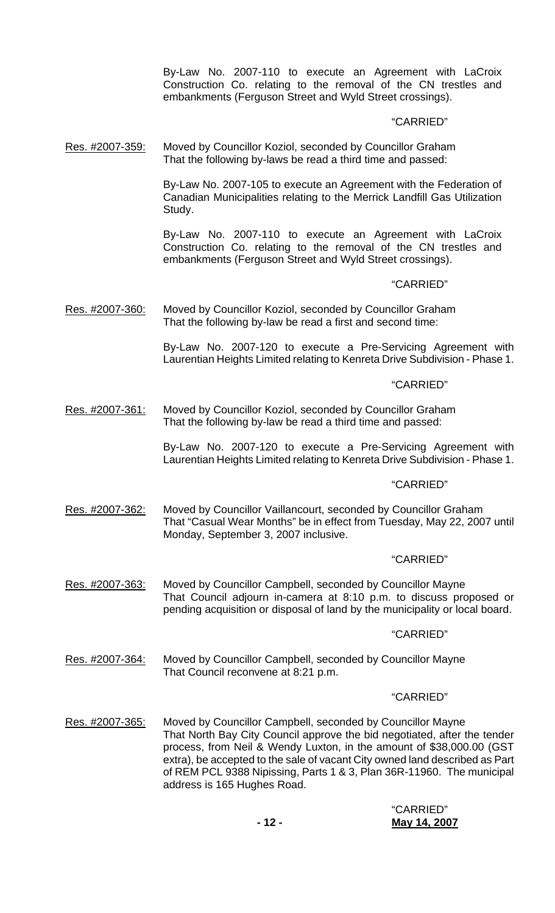By-Law No. 2007-110 to execute an Agreement with LaCroix Construction Co. relating to the removal of the CN trestles and embankments (Ferguson Street and Wyld Street crossings).

"CARRIED"

Res. #2007-359: Moved by Councillor Koziol, seconded by Councillor Graham That the following by-laws be read a third time and passed:

By-Law No. 2007-105 to execute an Agreement with the Federation of Canadian Municipalities relating to the Merrick Landfill Gas Utilization Study.

By-Law No. 2007-110 to execute an Agreement with LaCroix Construction Co. relating to the removal of the CN trestles and embankments (Ferguson Street and Wyld Street crossings).

"CARRIED"

Res. #2007-360: Moved by Councillor Koziol, seconded by Councillor Graham That the following by-law be read a first and second time:

By-Law No. 2007-120 to execute a Pre-Servicing Agreement with Laurentian Heights Limited relating to Kenreta Drive Subdivision - Phase 1.

"CARRIED"

Res. #2007-361: Moved by Councillor Koziol, seconded by Councillor Graham That the following by-law be read a third time and passed:

By-Law No. 2007-120 to execute a Pre-Servicing Agreement with Laurentian Heights Limited relating to Kenreta Drive Subdivision - Phase 1.

"CARRIED"

Res. #2007-362: Moved by Councillor Vaillancourt, seconded by Councillor Graham That "Casual Wear Months" be in effect from Tuesday, May 22, 2007 until Monday, September 3, 2007 inclusive.

"CARRIED"

Res. #2007-363: Moved by Councillor Campbell, seconded by Councillor Mayne That Council adjourn in-camera at 8:10 p.m. to discuss proposed or pending acquisition or disposal of land by the municipality or local board.

"CARRIED"

Res. #2007-364: Moved by Councillor Campbell, seconded by Councillor Mayne That Council reconvene at 8:21 p.m.

"CARRIED"

Res. #2007-365: Moved by Councillor Campbell, seconded by Councillor Mayne That North Bay City Council approve the bid negotiated, after the tender process, from Neil & Wendy Luxton, in the amount of $38,000.00 (GST extra), be accepted to the sale of vacant City owned land described as Part of REM PCL 9388 Nipissing, Parts 1 & 3, Plan 36R-11960. The municipal address is 165 Hughes Road.

"CARRIED"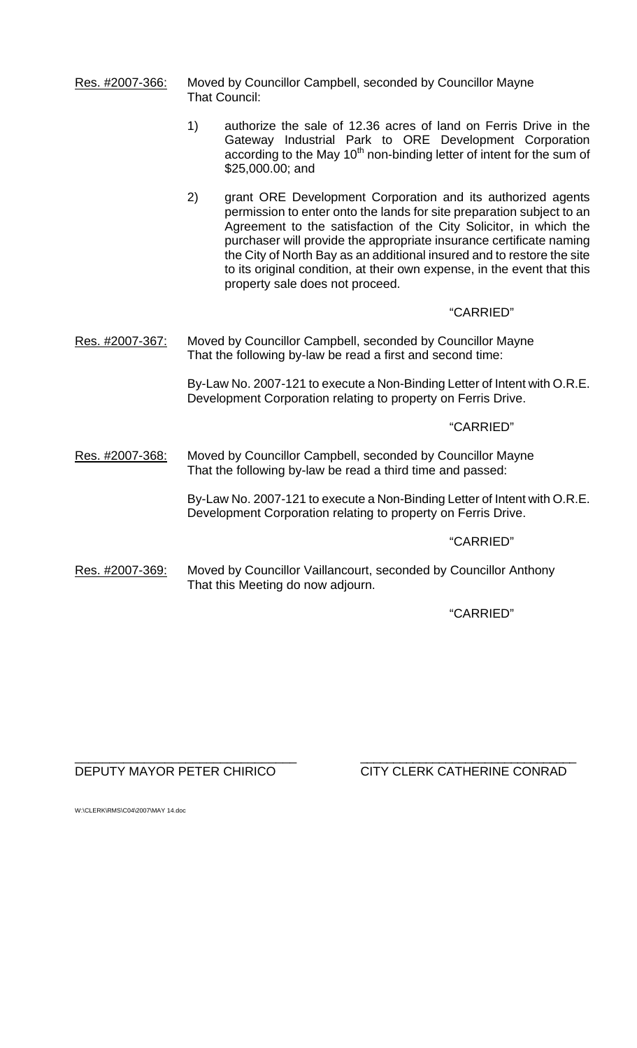Res. #2007-366: Moved by Councillor Campbell, seconded by Councillor Mayne That Council:

1) authorize the sale of 12.36 acres of land on Ferris Drive in the Gateway Industrial Park to ORE Development Corporation according to the May 10th non-binding letter of intent for the sum of $25,000.00; and

2) grant ORE Development Corporation and its authorized agents permission to enter onto the lands for site preparation subject to an Agreement to the satisfaction of the City Solicitor, in which the purchaser will provide the appropriate insurance certificate naming the City of North Bay as an additional insured and to restore the site to its original condition, at their own expense, in the event that this property sale does not proceed.

"CARRIED"

Res. #2007-367: Moved by Councillor Campbell, seconded by Councillor Mayne That the following by-law be read a first and second time:

By-Law No. 2007-121 to execute a Non-Binding Letter of Intent with O.R.E. Development Corporation relating to property on Ferris Drive.

"CARRIED"

Res. #2007-368: Moved by Councillor Campbell, seconded by Councillor Mayne That the following by-law be read a third time and passed:

By-Law No. 2007-121 to execute a Non-Binding Letter of Intent with O.R.E. Development Corporation relating to property on Ferris Drive.

"CARRIED"

Res. #2007-369: Moved by Councillor Vaillancourt, seconded by Councillor Anthony That this Meeting do now adjourn.

"CARRIED"

DEPUTY MAYOR PETER CHIRICO

CITY CLERK CATHERINE CONRAD

W:\CLERK\RMS\C04\2007\MAY 14.doc